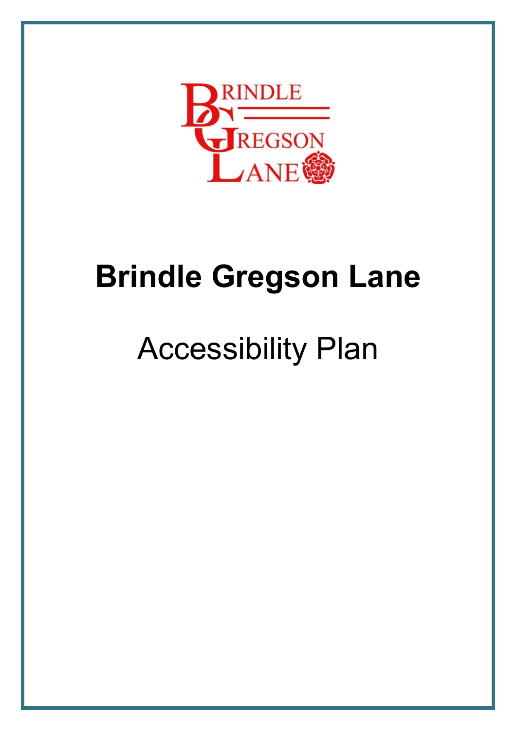# Brindle Gregson Lane

## Accessibility Plan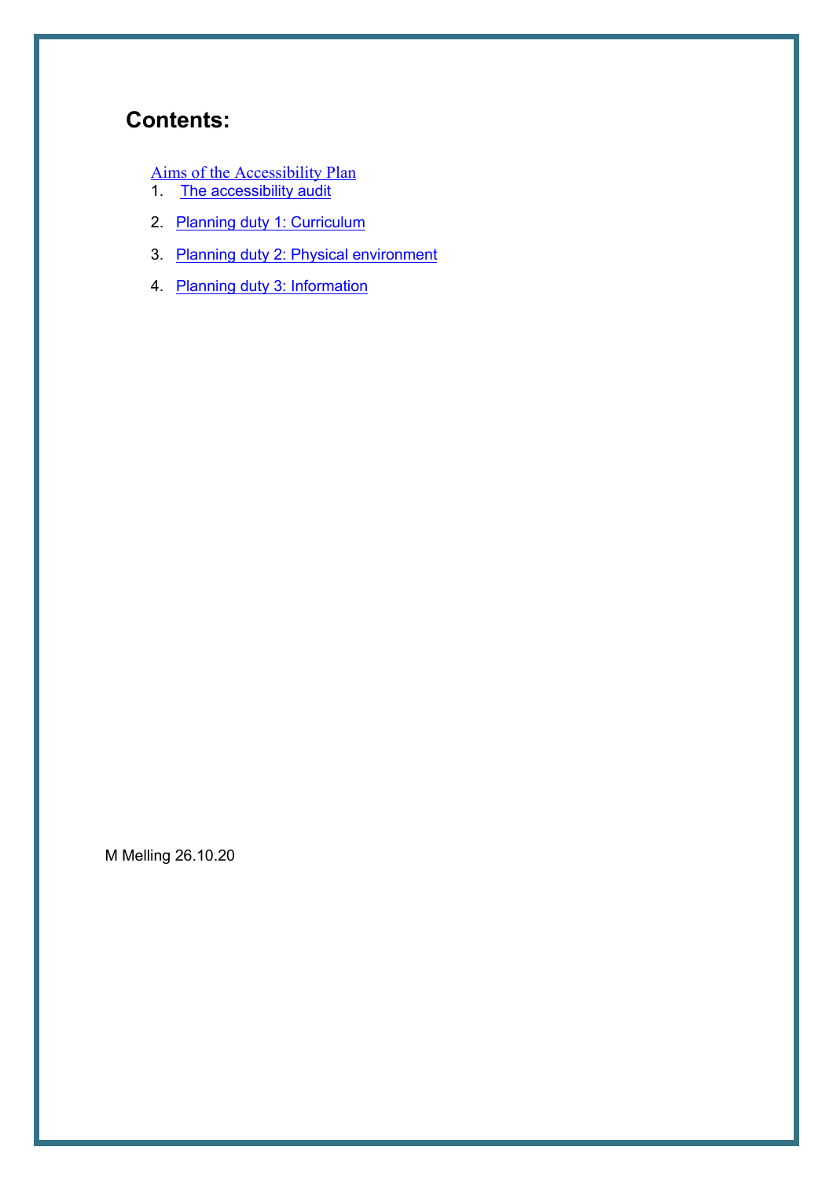## Contents:

Aims of the Accessibility Plan

1. The accessibility audit
2. Planning duty 1: Curriculum
3. Planning duty 2: Physical environment
4. Planning duty 3: Information

M Melling 26.10.20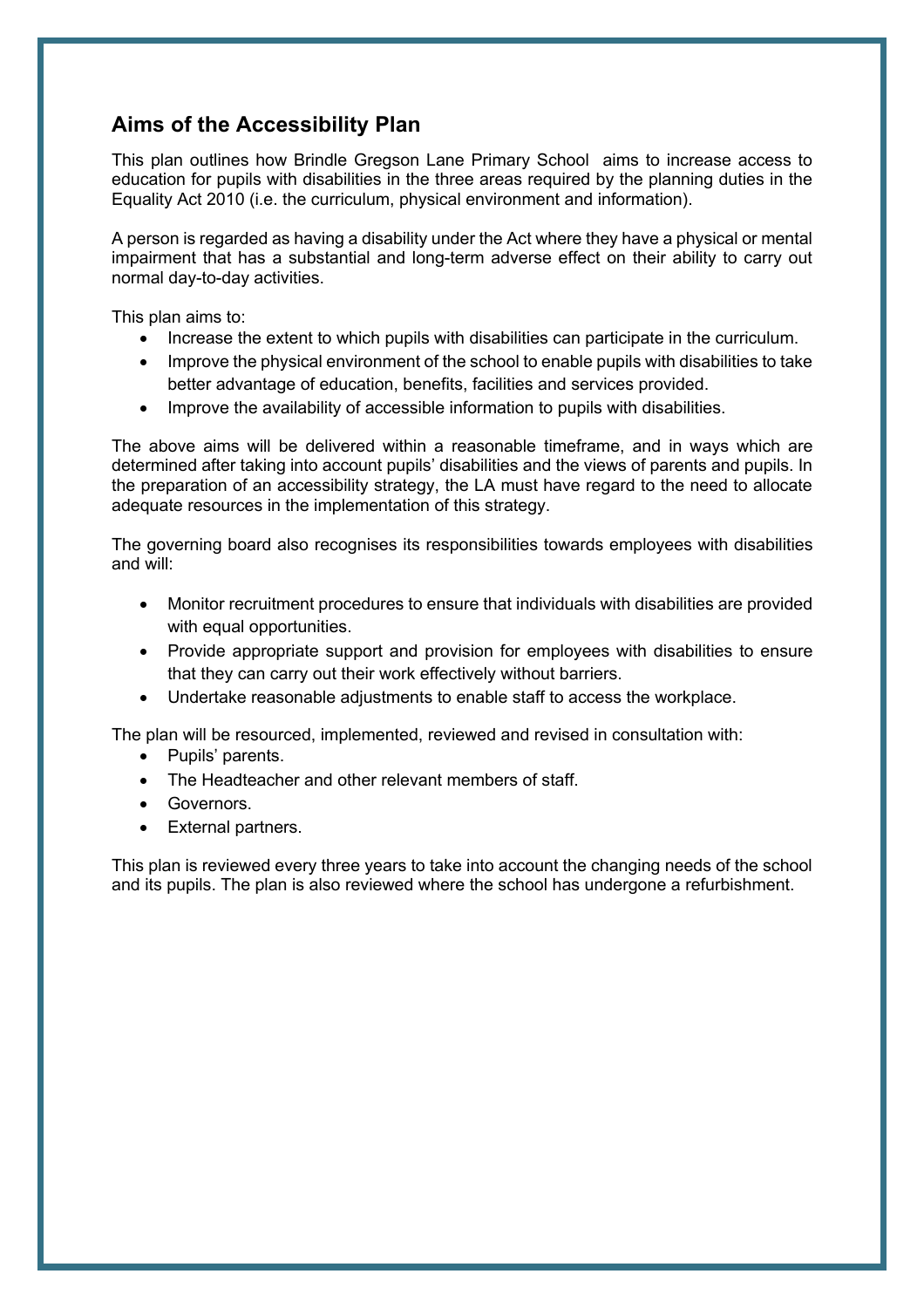## Aims of the Accessibility Plan

This plan outlines how Brindle Gregson Lane Primary School aims to increase access to education for pupils with disabilities in the three areas required by the planning duties in the Equality Act 2010 (i.e. the curriculum, physical environment and information).

A person is regarded as having a disability under the Act where they have a physical or mental impairment that has a substantial and long-term adverse effect on their ability to carry out normal day-to-day activities.

This plan aims to:

- Increase the extent to which pupils with disabilities can participate in the curriculum.
- Improve the physical environment of the school to enable pupils with disabilities to take better advantage of education, benefits, facilities and services provided.
- Improve the availability of accessible information to pupils with disabilities.

The above aims will be delivered within a reasonable timeframe, and in ways which are determined after taking into account pupils' disabilities and the views of parents and pupils. In the preparation of an accessibility strategy, the LA must have regard to the need to allocate adequate resources in the implementation of this strategy.

The governing board also recognises its responsibilities towards employees with disabilities and will:

- Monitor recruitment procedures to ensure that individuals with disabilities are provided with equal opportunities.
- Provide appropriate support and provision for employees with disabilities to ensure that they can carry out their work effectively without barriers.
- Undertake reasonable adjustments to enable staff to access the workplace.

The plan will be resourced, implemented, reviewed and revised in consultation with:

- Pupils' parents.
- The Headteacher and other relevant members of staff.
- Governors.
- External partners.

This plan is reviewed every three years to take into account the changing needs of the school and its pupils. The plan is also reviewed where the school has undergone a refurbishment.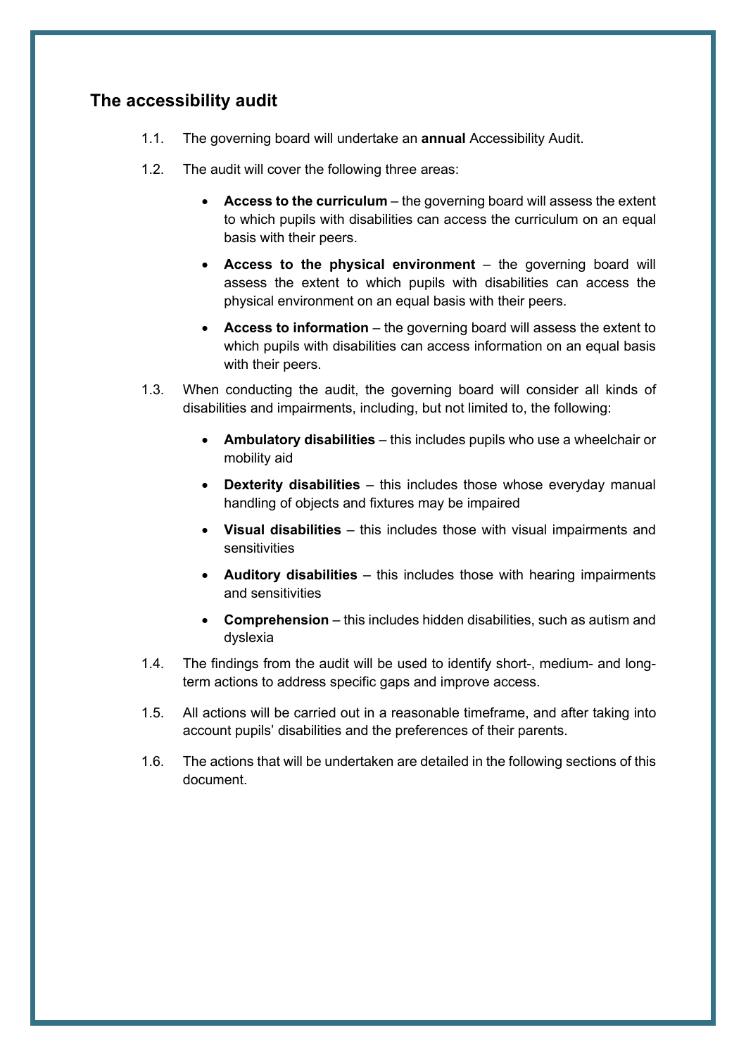## The accessibility audit

1.1. The governing board will undertake an **annual** Accessibility Audit.

1.2. The audit will cover the following three areas:

- **Access to the curriculum** – the governing board will assess the extent to which pupils with disabilities can access the curriculum on an equal basis with their peers.
- **Access to the physical environment** – the governing board will assess the extent to which pupils with disabilities can access the physical environment on an equal basis with their peers.
- **Access to information** – the governing board will assess the extent to which pupils with disabilities can access information on an equal basis with their peers.

1.3. When conducting the audit, the governing board will consider all kinds of disabilities and impairments, including, but not limited to, the following:

- **Ambulatory disabilities** – this includes pupils who use a wheelchair or mobility aid
- **Dexterity disabilities** – this includes those whose everyday manual handling of objects and fixtures may be impaired
- **Visual disabilities** – this includes those with visual impairments and sensitivities
- **Auditory disabilities** – this includes those with hearing impairments and sensitivities
- **Comprehension** – this includes hidden disabilities, such as autism and dyslexia

1.4. The findings from the audit will be used to identify short-, medium- and long-term actions to address specific gaps and improve access.

1.5. All actions will be carried out in a reasonable timeframe, and after taking into account pupils' disabilities and the preferences of their parents.

1.6. The actions that will be undertaken are detailed in the following sections of this document.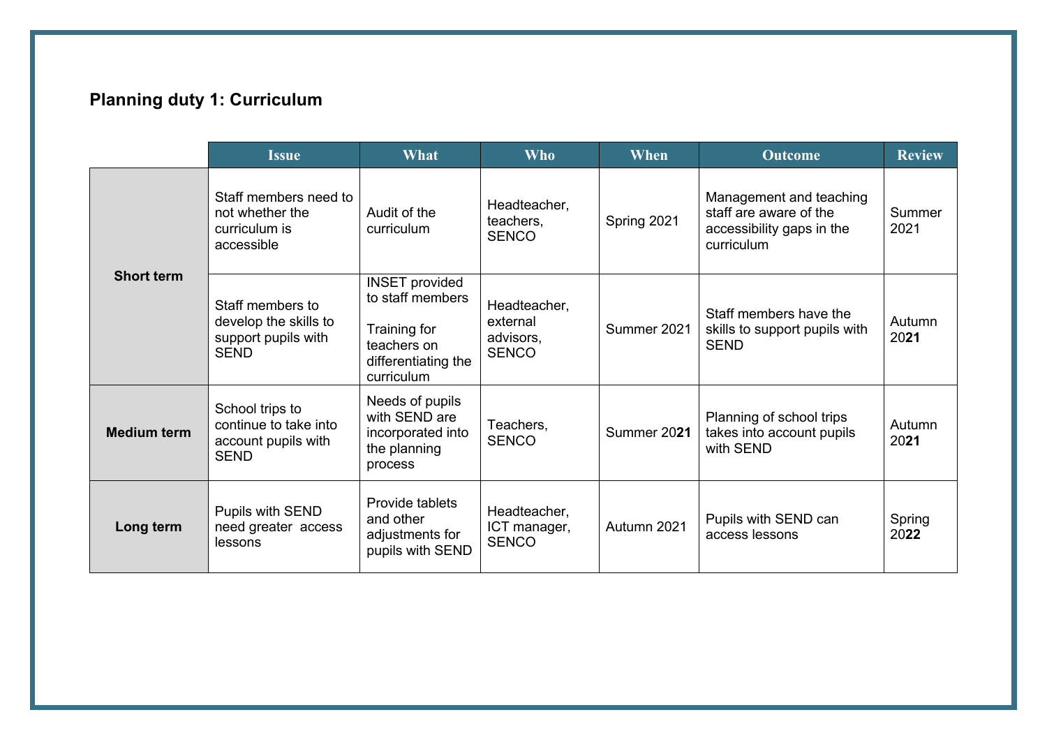## Planning duty 1: Curriculum

| | Issue | What | Who | When | Outcome | Review |
|---|---|---|---|---|---|---|
| **Short term** | Staff members need to not whether the curriculum is accessible | Audit of the curriculum | Headteacher, teachers, SENCO | Spring 2021 | Management and teaching staff are aware of the accessibility gaps in the curriculum | Summer 2021 |
| | Staff members to develop the skills to support pupils with SEND | INSET provided to staff members<br><br>Training for teachers on differentiating the curriculum | Headteacher, external advisors, SENCO | Summer 2021 | Staff members have the skills to support pupils with SEND | Autumn 20**21** |
| **Medium term** | School trips to continue to take into account pupils with SEND | Needs of pupils with SEND are incorporated into the planning process | Teachers, SENCO | Summer 20**21** | Planning of school trips takes into account pupils with SEND | Autumn 20**21** |
| **Long term** | Pupils with SEND need greater access lessons | Provide tablets and other adjustments for pupils with SEND | Headteacher, ICT manager, SENCO | Autumn 2021 | Pupils with SEND can access lessons | Spring 20**22** |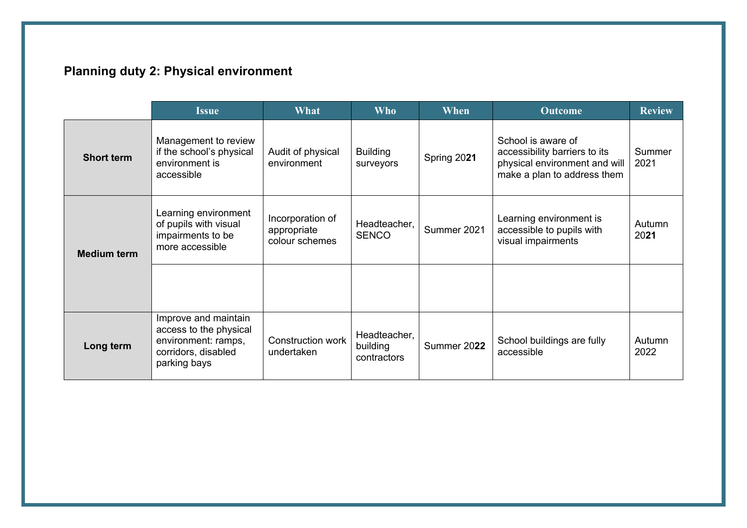## Planning duty 2: Physical environment

| | Issue | What | Who | When | Outcome | Review |
|---|---|---|---|---|---|---|
| **Short term** | Management to review if the school's physical environment is accessible | Audit of physical environment | Building surveyors | Spring 20**21** | School is aware of accessibility barriers to its physical environment and will make a plan to address them | Summer 2021 |
| **Medium term** | Learning environment of pupils with visual impairments to be more accessible | Incorporation of appropriate colour schemes | Headteacher, SENCO | Summer 2021 | Learning environment is accessible to pupils with visual impairments | Autumn 20**21** |
| | | | | | | |
| **Long term** | Improve and maintain access to the physical environment: ramps, corridors, disabled parking bays | Construction work undertaken | Headteacher, building contractors | Summer 20**22** | School buildings are fully accessible | Autumn 2022 |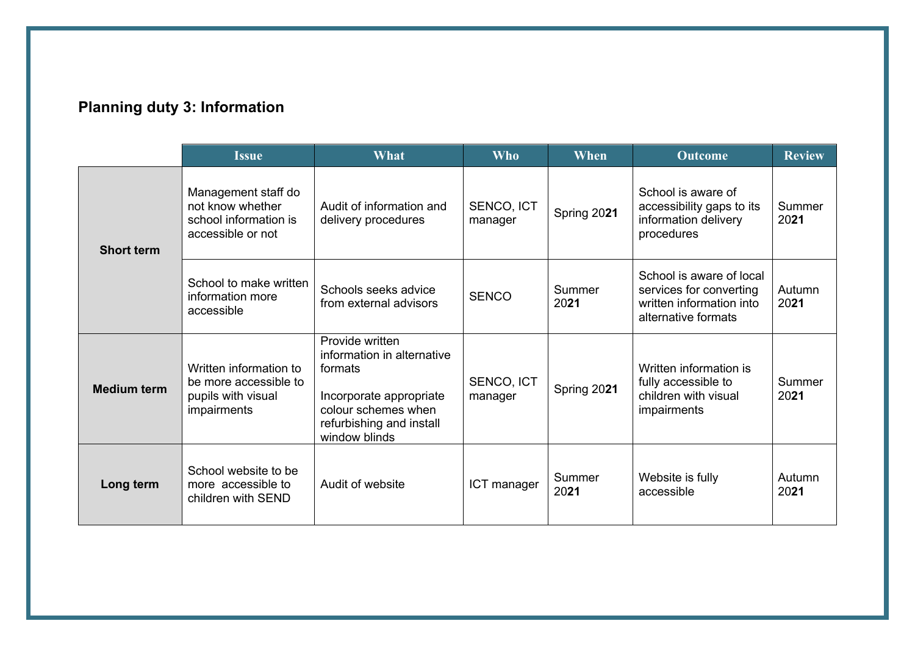## Planning duty 3: Information

| | Issue | What | Who | When | Outcome | Review |
|---|---|---|---|---|---|---|
| **Short term** | Management staff do not know whether school information is accessible or not | Audit of information and delivery procedures | SENCO, ICT manager | Spring 20**21** | School is aware of accessibility gaps to its information delivery procedures | Summer 20**21** |
| | School to make written information more accessible | Schools seeks advice from external advisors | SENCO | Summer 20**21** | School is aware of local services for converting written information into alternative formats | Autumn 20**21** |
| **Medium term** | Written information to be more accessible to pupils with visual impairments | Provide written information in alternative formats<br><br>Incorporate appropriate colour schemes when refurbishing and install window blinds | SENCO, ICT manager | Spring 20**21** | Written information is fully accessible to children with visual impairments | Summer 20**21** |
| **Long term** | School website to be more accessible to children with SEND | Audit of website | ICT manager | Summer 20**21** | Website is fully accessible | Autumn 20**21** |